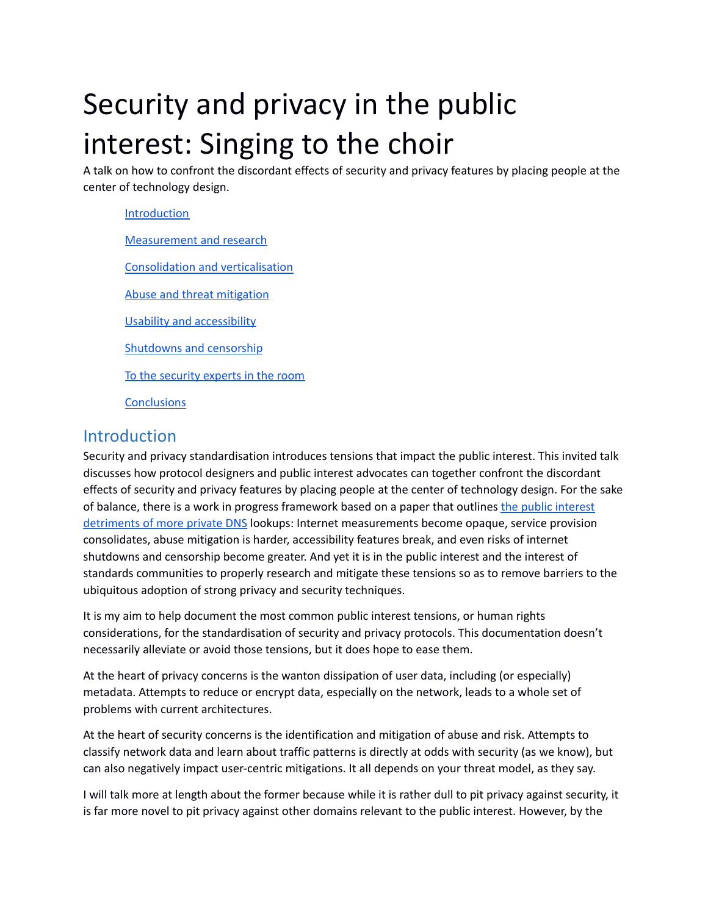# Security and privacy in the public interest: Singing to the choir

A talk on how to confront the discordant effects of security and privacy features by placing people at the center of technology design.

- Introduction
- Measurement and research
- Consolidation and verticalisation
- Abuse and threat mitigation
- Usability and accessibility
- Shutdowns and censorship
- To the security experts in the room
- Conclusions

## Introduction

Security and privacy standardisation introduces tensions that impact the public interest. This invited talk discusses how protocol designers and public interest advocates can together confront the discordant effects of security and privacy features by placing people at the center of technology design. For the sake of balance, there is a work in progress framework based on a paper that outlines the public interest detriments of more private DNS lookups: Internet measurements become opaque, service provision consolidates, abuse mitigation is harder, accessibility features break, and even risks of internet shutdowns and censorship become greater. And yet it is in the public interest and the interest of standards communities to properly research and mitigate these tensions so as to remove barriers to the ubiquitous adoption of strong privacy and security techniques.

It is my aim to help document the most common public interest tensions, or human rights considerations, for the standardisation of security and privacy protocols. This documentation doesn't necessarily alleviate or avoid those tensions, but it does hope to ease them.

At the heart of privacy concerns is the wanton dissipation of user data, including (or especially) metadata. Attempts to reduce or encrypt data, especially on the network, leads to a whole set of problems with current architectures.

At the heart of security concerns is the identification and mitigation of abuse and risk. Attempts to classify network data and learn about traffic patterns is directly at odds with security (as we know), but can also negatively impact user-centric mitigations. It all depends on your threat model, as they say.

I will talk more at length about the former because while it is rather dull to pit privacy against security, it is far more novel to pit privacy against other domains relevant to the public interest. However, by the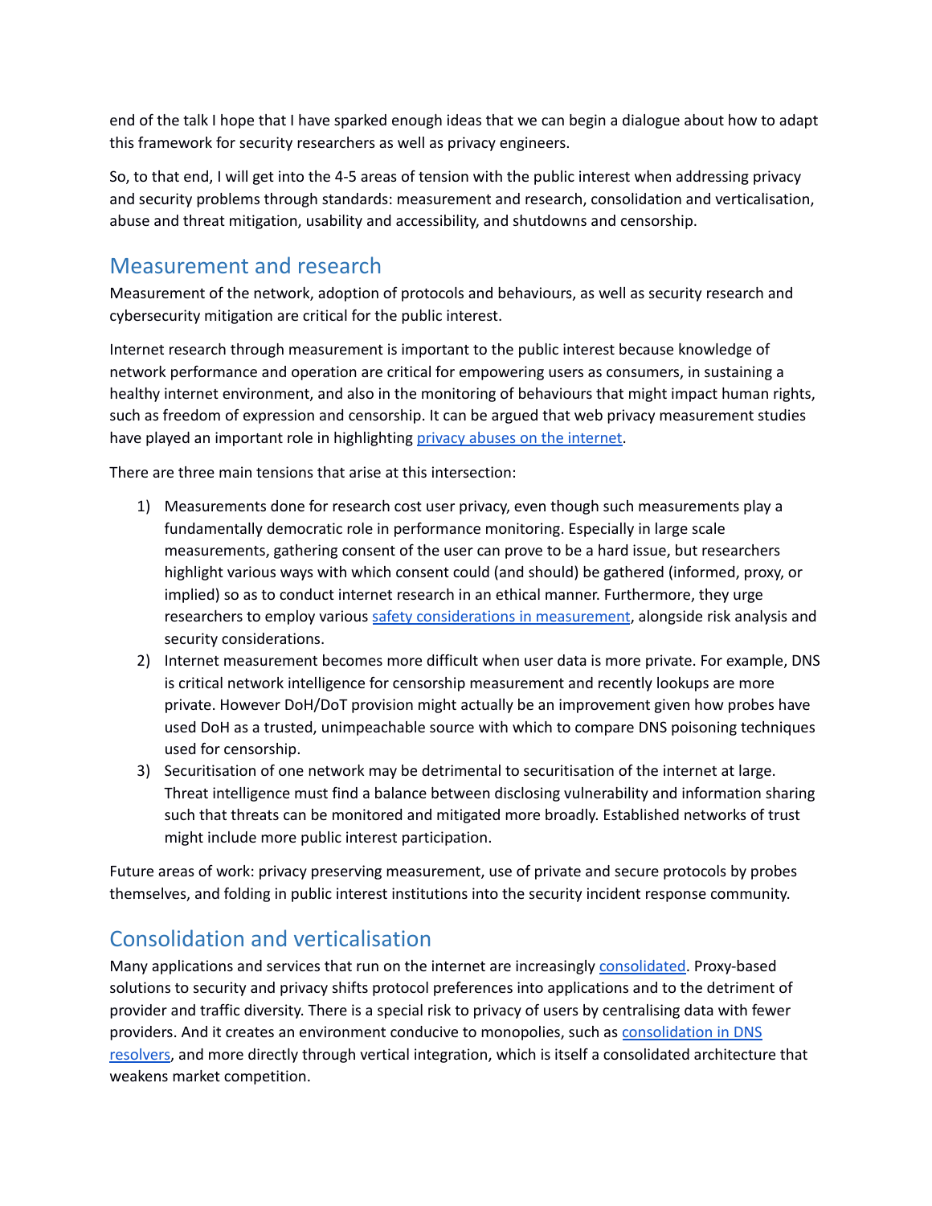end of the talk I hope that I have sparked enough ideas that we can begin a dialogue about how to adapt this framework for security researchers as well as privacy engineers.

So, to that end, I will get into the 4-5 areas of tension with the public interest when addressing privacy and security problems through standards: measurement and research, consolidation and verticalisation, abuse and threat mitigation, usability and accessibility, and shutdowns and censorship.

## Measurement and research

Measurement of the network, adoption of protocols and behaviours, as well as security research and cybersecurity mitigation are critical for the public interest.

Internet research through measurement is important to the public interest because knowledge of network performance and operation are critical for empowering users as consumers, in sustaining a healthy internet environment, and also in the monitoring of behaviours that might impact human rights, such as freedom of expression and censorship. It can be argued that web privacy measurement studies have played an important role in highlighting privacy abuses on the internet.

There are three main tensions that arise at this intersection:

1) Measurements done for research cost user privacy, even though such measurements play a fundamentally democratic role in performance monitoring. Especially in large scale measurements, gathering consent of the user can prove to be a hard issue, but researchers highlight various ways with which consent could (and should) be gathered (informed, proxy, or implied) so as to conduct internet research in an ethical manner. Furthermore, they urge researchers to employ various safety considerations in measurement, alongside risk analysis and security considerations.
2) Internet measurement becomes more difficult when user data is more private. For example, DNS is critical network intelligence for censorship measurement and recently lookups are more private. However DoH/DoT provision might actually be an improvement given how probes have used DoH as a trusted, unimpeachable source with which to compare DNS poisoning techniques used for censorship.
3) Securitisation of one network may be detrimental to securitisation of the internet at large. Threat intelligence must find a balance between disclosing vulnerability and information sharing such that threats can be monitored and mitigated more broadly. Established networks of trust might include more public interest participation.

Future areas of work: privacy preserving measurement, use of private and secure protocols by probes themselves, and folding in public interest institutions into the security incident response community.

## Consolidation and verticalisation

Many applications and services that run on the internet are increasingly consolidated. Proxy-based solutions to security and privacy shifts protocol preferences into applications and to the detriment of provider and traffic diversity. There is a special risk to privacy of users by centralising data with fewer providers. And it creates an environment conducive to monopolies, such as consolidation in DNS resolvers, and more directly through vertical integration, which is itself a consolidated architecture that weakens market competition.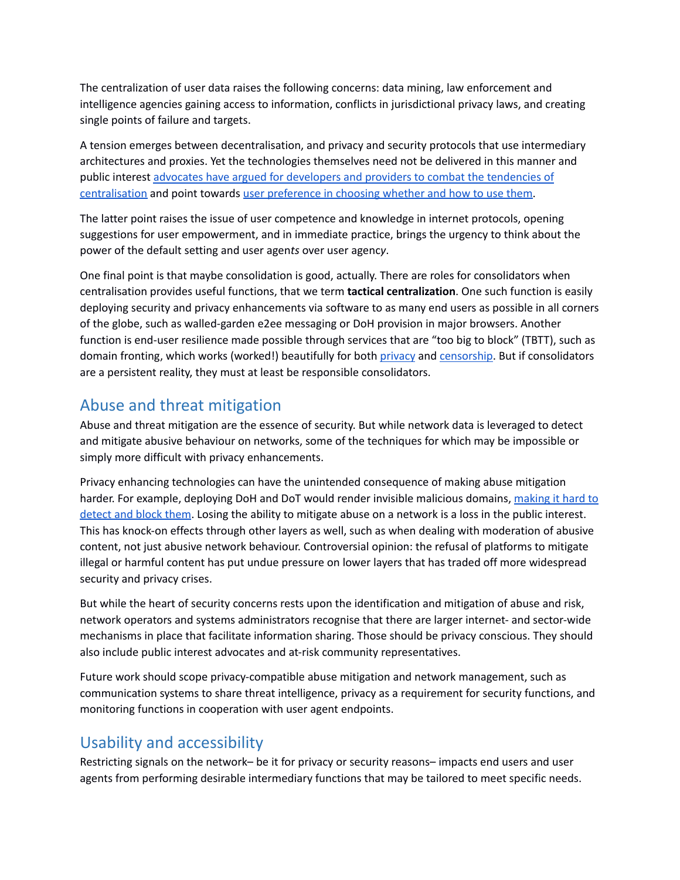The centralization of user data raises the following concerns: data mining, law enforcement and intelligence agencies gaining access to information, conflicts in jurisdictional privacy laws, and creating single points of failure and targets.

A tension emerges between decentralisation, and privacy and security protocols that use intermediary architectures and proxies. Yet the technologies themselves need not be delivered in this manner and public interest advocates have argued for developers and providers to combat the tendencies of centralisation and point towards user preference in choosing whether and how to use them.

The latter point raises the issue of user competence and knowledge in internet protocols, opening suggestions for user empowerment, and in immediate practice, brings the urgency to think about the power of the default setting and user agen*ts* over user agenc*y*.

One final point is that maybe consolidation is good, actually. There are roles for consolidators when centralisation provides useful functions, that we term **tactical centralization**. One such function is easily deploying security and privacy enhancements via software to as many end users as possible in all corners of the globe, such as walled-garden e2ee messaging or DoH provision in major browsers. Another function is end-user resilience made possible through services that are "too big to block" (TBTT), such as domain fronting, which works (worked!) beautifully for both privacy and censorship. But if consolidators are a persistent reality, they must at least be responsible consolidators.

## Abuse and threat mitigation

Abuse and threat mitigation are the essence of security. But while network data is leveraged to detect and mitigate abusive behaviour on networks, some of the techniques for which may be impossible or simply more difficult with privacy enhancements.

Privacy enhancing technologies can have the unintended consequence of making abuse mitigation harder. For example, deploying DoH and DoT would render invisible malicious domains, making it hard to detect and block them. Losing the ability to mitigate abuse on a network is a loss in the public interest. This has knock-on effects through other layers as well, such as when dealing with moderation of abusive content, not just abusive network behaviour. Controversial opinion: the refusal of platforms to mitigate illegal or harmful content has put undue pressure on lower layers that has traded off more widespread security and privacy crises.

But while the heart of security concerns rests upon the identification and mitigation of abuse and risk, network operators and systems administrators recognise that there are larger internet- and sector-wide mechanisms in place that facilitate information sharing. Those should be privacy conscious. They should also include public interest advocates and at-risk community representatives.

Future work should scope privacy-compatible abuse mitigation and network management, such as communication systems to share threat intelligence, privacy as a requirement for security functions, and monitoring functions in cooperation with user agent endpoints.

## Usability and accessibility

Restricting signals on the network– be it for privacy or security reasons– impacts end users and user agents from performing desirable intermediary functions that may be tailored to meet specific needs.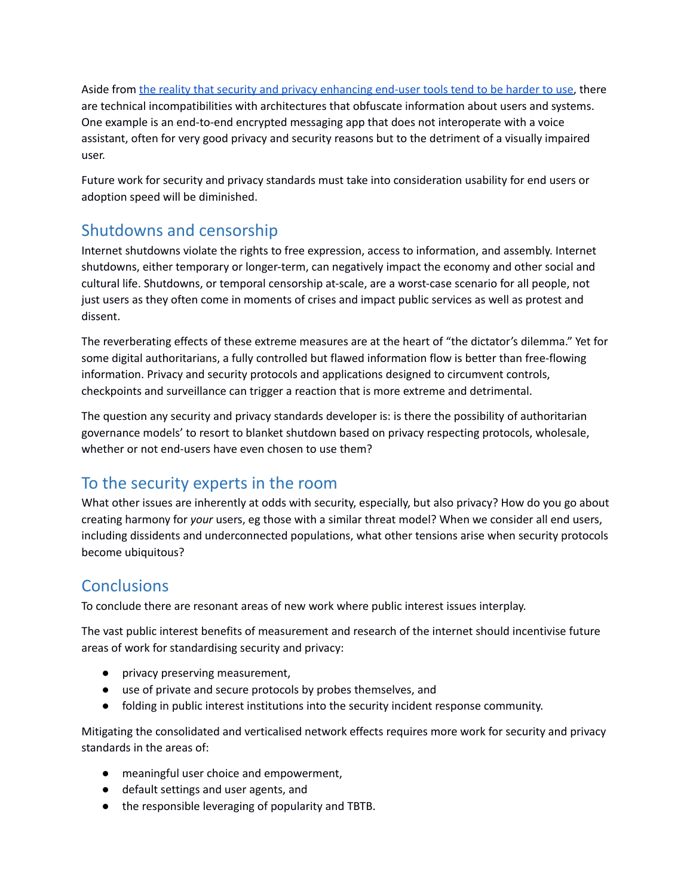Aside from [the reality that security and privacy enhancing end-user tools tend to be harder to use](), there are technical incompatibilities with architectures that obfuscate information about users and systems. One example is an end-to-end encrypted messaging app that does not interoperate with a voice assistant, often for very good privacy and security reasons but to the detriment of a visually impaired user.

Future work for security and privacy standards must take into consideration usability for end users or adoption speed will be diminished.

## Shutdowns and censorship

Internet shutdowns violate the rights to free expression, access to information, and assembly. Internet shutdowns, either temporary or longer-term, can negatively impact the economy and other social and cultural life. Shutdowns, or temporal censorship at-scale, are a worst-case scenario for all people, not just users as they often come in moments of crises and impact public services as well as protest and dissent.

The reverberating effects of these extreme measures are at the heart of "the dictator's dilemma." Yet for some digital authoritarians, a fully controlled but flawed information flow is better than free-flowing information. Privacy and security protocols and applications designed to circumvent controls, checkpoints and surveillance can trigger a reaction that is more extreme and detrimental.

The question any security and privacy standards developer is: is there the possibility of authoritarian governance models' to resort to blanket shutdown based on privacy respecting protocols, wholesale, whether or not end-users have even chosen to use them?

## To the security experts in the room

What other issues are inherently at odds with security, especially, but also privacy? How do you go about creating harmony for *your* users, eg those with a similar threat model? When we consider all end users, including dissidents and underconnected populations, what other tensions arise when security protocols become ubiquitous?

## Conclusions

To conclude there are resonant areas of new work where public interest issues interplay.

The vast public interest benefits of measurement and research of the internet should incentivise future areas of work for standardising security and privacy:

- privacy preserving measurement,
- use of private and secure protocols by probes themselves, and
- folding in public interest institutions into the security incident response community.

Mitigating the consolidated and verticalised network effects requires more work for security and privacy standards in the areas of:

- meaningful user choice and empowerment,
- default settings and user agents, and
- the responsible leveraging of popularity and TBTB.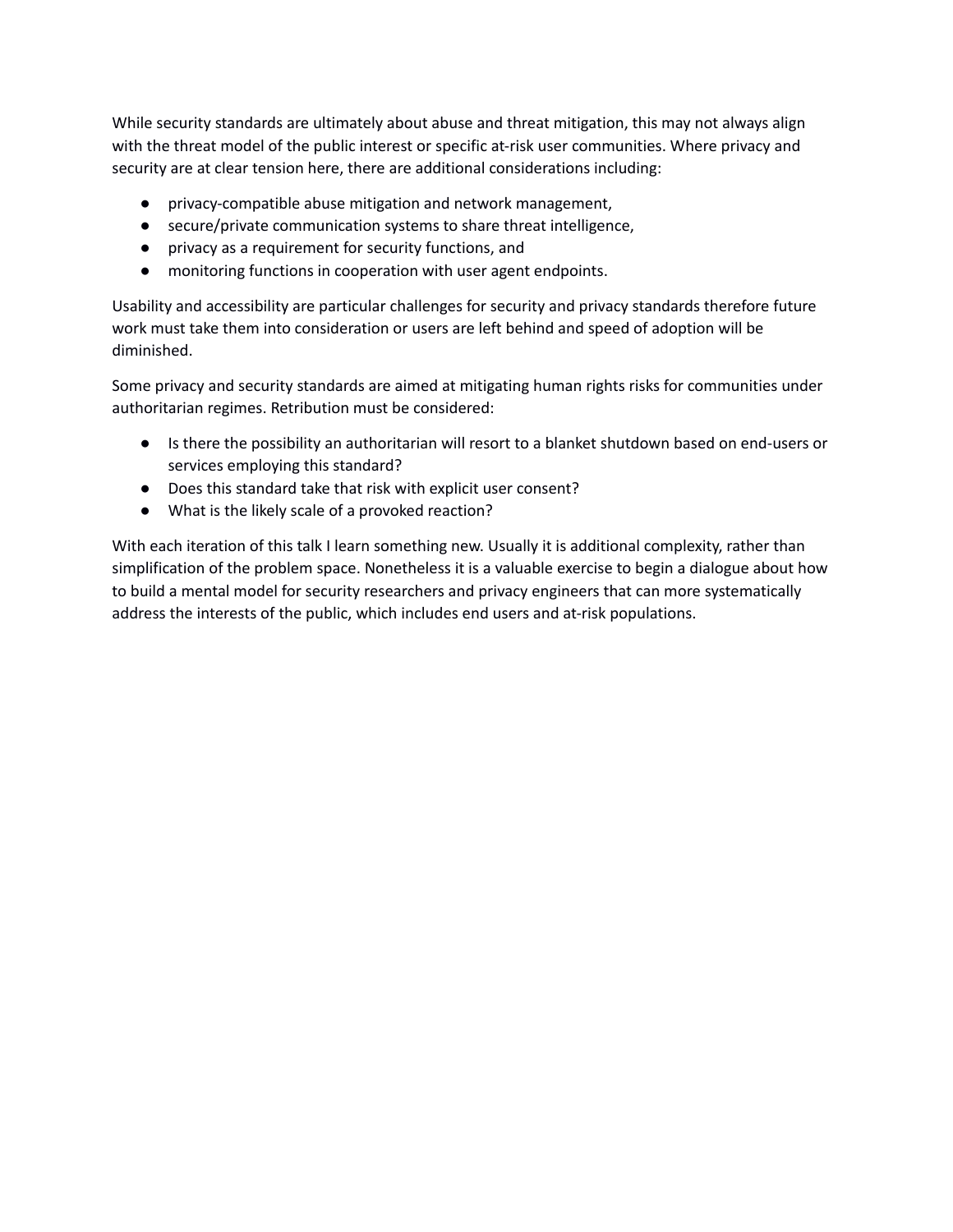While security standards are ultimately about abuse and threat mitigation, this may not always align with the threat model of the public interest or specific at-risk user communities. Where privacy and security are at clear tension here, there are additional considerations including:

- privacy-compatible abuse mitigation and network management,
- secure/private communication systems to share threat intelligence,
- privacy as a requirement for security functions, and
- monitoring functions in cooperation with user agent endpoints.

Usability and accessibility are particular challenges for security and privacy standards therefore future work must take them into consideration or users are left behind and speed of adoption will be diminished.

Some privacy and security standards are aimed at mitigating human rights risks for communities under authoritarian regimes. Retribution must be considered:

- Is there the possibility an authoritarian will resort to a blanket shutdown based on end-users or services employing this standard?
- Does this standard take that risk with explicit user consent?
- What is the likely scale of a provoked reaction?

With each iteration of this talk I learn something new. Usually it is additional complexity, rather than simplification of the problem space. Nonetheless it is a valuable exercise to begin a dialogue about how to build a mental model for security researchers and privacy engineers that can more systematically address the interests of the public, which includes end users and at-risk populations.